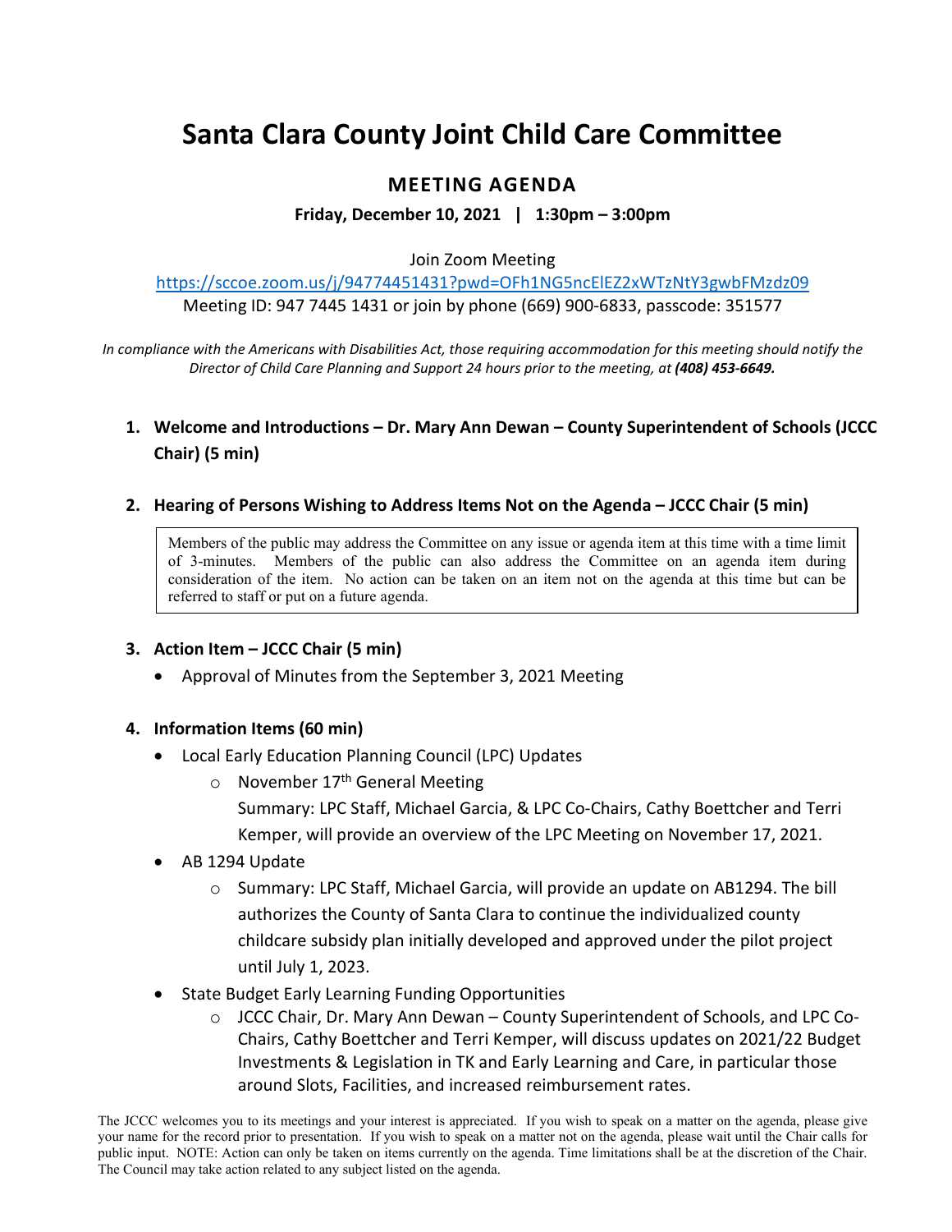# Santa Clara County Joint Child Care Committee

## MEETING AGENDA

**Friday, December 10, 2021 | 1:30pm – 3:00pm**

Join Zoom Meeting

https://sccoe.zoom.us/j/94774451431?pwd=OFh1NG5ncElEZ2xWTzNtY3gwbFMzdz09

Meeting ID: 947 7445 1431 or join by phone (669) 900-6833, passcode: 351577

*In compliance with the Americans with Disabilities Act, those requiring accommodation for this meeting should notify the Director of Child Care Planning and Support 24 hours prior to the meeting, at **(408) 453-6649.***

1. **Welcome and Introductions – Dr. Mary Ann Dewan – County Superintendent of Schools (JCCC Chair) (5 min)**

2. **Hearing of Persons Wishing to Address Items Not on the Agenda – JCCC Chair (5 min)**

   Members of the public may address the Committee on any issue or agenda item at this time with a time limit of 3-minutes. Members of the public can also address the Committee on an agenda item during consideration of the item. No action can be taken on an item not on the agenda at this time but can be referred to staff or put on a future agenda.

3. **Action Item – JCCC Chair (5 min)**
   - Approval of Minutes from the September 3, 2021 Meeting

4. **Information Items (60 min)**
   - Local Early Education Planning Council (LPC) Updates
     - November 17th General Meeting
       Summary: LPC Staff, Michael Garcia, & LPC Co-Chairs, Cathy Boettcher and Terri Kemper, will provide an overview of the LPC Meeting on November 17, 2021.
   - AB 1294 Update
     - Summary: LPC Staff, Michael Garcia, will provide an update on AB1294. The bill authorizes the County of Santa Clara to continue the individualized county childcare subsidy plan initially developed and approved under the pilot project until July 1, 2023.
   - State Budget Early Learning Funding Opportunities
     - JCCC Chair, Dr. Mary Ann Dewan – County Superintendent of Schools, and LPC Co-Chairs, Cathy Boettcher and Terri Kemper, will discuss updates on 2021/22 Budget Investments & Legislation in TK and Early Learning and Care, in particular those around Slots, Facilities, and increased reimbursement rates.

The JCCC welcomes you to its meetings and your interest is appreciated. If you wish to speak on a matter on the agenda, please give your name for the record prior to presentation. If you wish to speak on a matter not on the agenda, please wait until the Chair calls for public input. NOTE: Action can only be taken on items currently on the agenda. Time limitations shall be at the discretion of the Chair. The Council may take action related to any subject listed on the agenda.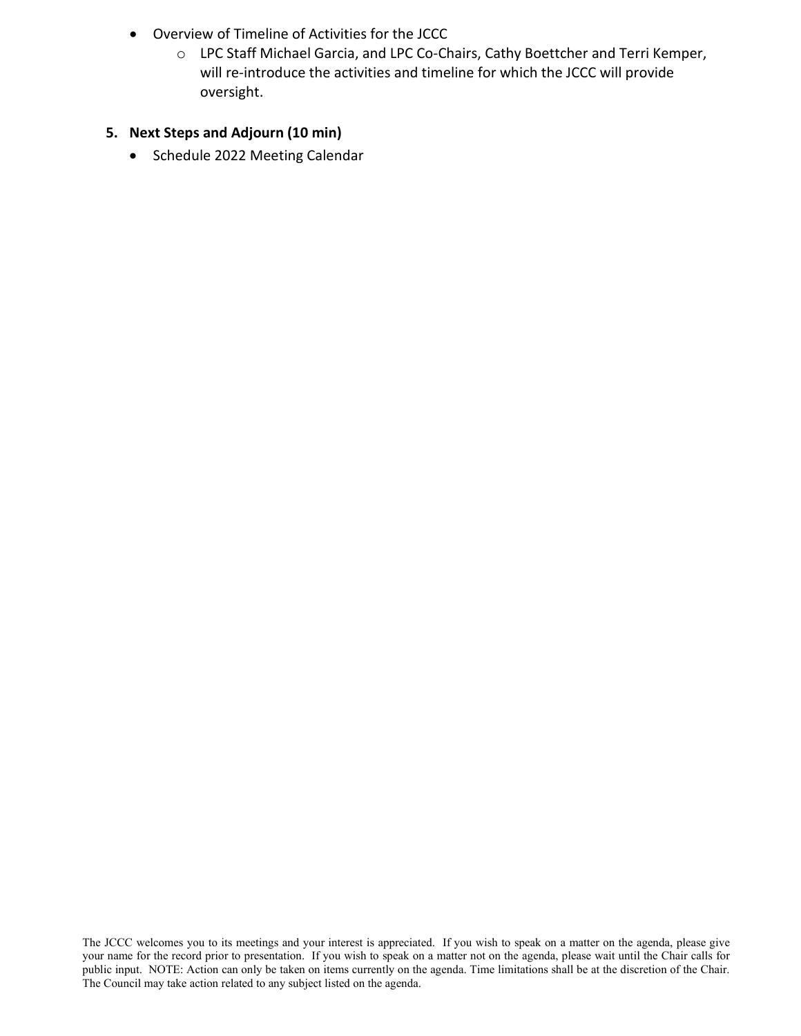- Overview of Timeline of Activities for the JCCC
    - LPC Staff Michael Garcia, and LPC Co-Chairs, Cathy Boettcher and Terri Kemper, will re-introduce the activities and timeline for which the JCCC will provide oversight.

5. **Next Steps and Adjourn (10 min)**
    - Schedule 2022 Meeting Calendar

The JCCC welcomes you to its meetings and your interest is appreciated. If you wish to speak on a matter on the agenda, please give your name for the record prior to presentation. If you wish to speak on a matter not on the agenda, please wait until the Chair calls for public input. NOTE: Action can only be taken on items currently on the agenda. Time limitations shall be at the discretion of the Chair. The Council may take action related to any subject listed on the agenda.